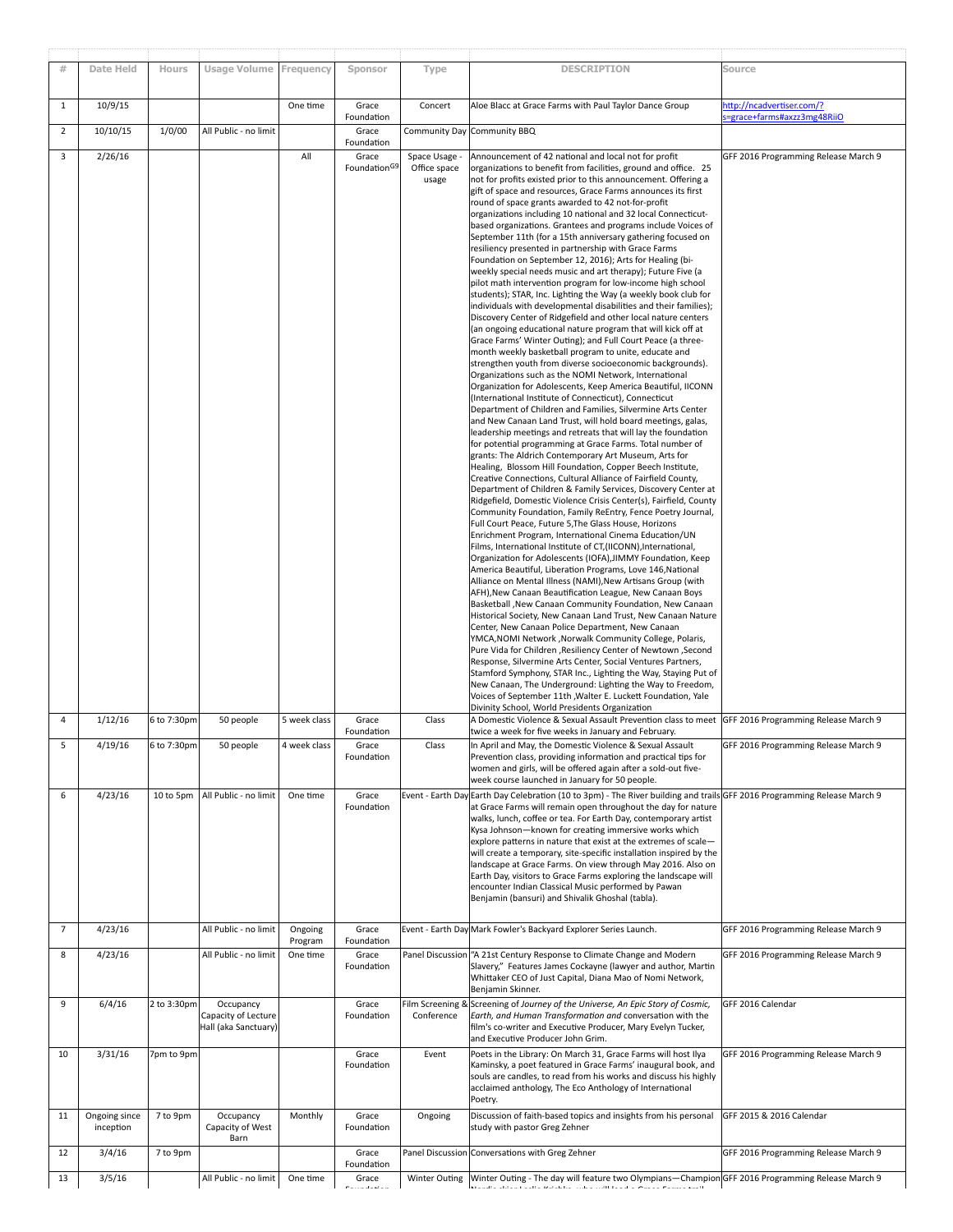| # | Date Held | Hours | Usage Volume | Frequency | Sponsor | Type | DESCRIPTION | Source |
|---|---|---|---|---|---|---|---|---|
| 1 | 10/9/15 | | | One time | Grace Foundation | Concert | Aloe Blacc at Grace Farms with Paul Taylor Dance Group | http://ncadvertiser.com/?s=grace+farms#axzz3mg48RiiO |
| 2 | 10/10/15 | 1/0/00 | All Public - no limit | | Grace Foundation | Community Day | Community BBQ | |
| 3 | 2/26/16 | | | All | Grace Foundation[G9] | Space Usage - Office space usage | Announcement of 42 national and local not for profit organizations to benefit from facilities, ground and office. 25 not for profits existed prior to this announcement. Offering a gift of space and resources, Grace Farms announces its first round of space grants awarded to 42 not-for-profit organizations including 10 national and 32 local Connecticut-based organizations. Grantees and programs include Voices of September 11th (for a 15th anniversary gathering focused on resiliency presented in partnership with Grace Farms Foundation on September 12, 2016); Arts for Healing (bi-weekly special needs music and art therapy); Future Five (a pilot math intervention program for low-income high school students); STAR, Inc. Lighting the Way (a weekly book club for individuals with developmental disabilities and their families); Discovery Center of Ridgefield and other local nature centers (an ongoing educational nature program that will kick off at Grace Farms' Winter Outing); and Full Court Peace (a three-month weekly basketball program to unite, educate and strengthen youth from diverse socioeconomic backgrounds). Organizations such as the NOMI Network, International Organization for Adolescents, Keep America Beautiful, IICONN (International Institute of Connecticut), Connecticut Department of Children and Families, Silvermine Arts Center and New Canaan Land Trust, will hold board meetings, galas, leadership meetings and retreats that will lay the foundation for potential programming at Grace Farms. Total number of grants: The Aldrich Contemporary Art Museum, Arts for Healing, Blossom Hill Foundation, Copper Beech Institute, Creative Connections, Cultural Alliance of Fairfield County, Department of Children & Family Services, Discovery Center at Ridgefield, Domestic Violence Crisis Center(s), Fairfield, County Community Foundation, Family ReEntry, Fence Poetry Journal, Full Court Peace, Future 5,The Glass House, Horizons Enrichment Program, International Cinema Education/UN Films, International Institute of CT,(IICONN),International, Organization for Adolescents (IOFA),JIMMY Foundation, Keep America Beautiful, Liberation Programs, Love 146,National Alliance on Mental Illness (NAMI),New Artisans Group (with AFH),New Canaan Beautification League, New Canaan Boys Basketball ,New Canaan Community Foundation, New Canaan Historical Society, New Canaan Land Trust, New Canaan Nature Center, New Canaan Police Department, New Canaan YMCA,NOMI Network ,Norwalk Community College, Polaris, Pure Vida for Children ,Resiliency Center of Newtown ,Second Response, Silvermine Arts Center, Social Ventures Partners, Stamford Symphony, STAR Inc., Lighting the Way, Staying Put of New Canaan, The Underground: Lighting the Way to Freedom, Voices of September 11th ,Walter E. Luckett Foundation, Yale Divinity School, World Presidents Organization | GFF 2016 Programming Release March 9 |
| 4 | 1/12/16 | 6 to 7:30pm | 50 people | 5 week class | Grace Foundation | Class | A Domestic Violence & Sexual Assault Prevention class to meet twice a week for five weeks in January and February. | GFF 2016 Programming Release March 9 |
| 5 | 4/19/16 | 6 to 7:30pm | 50 people | 4 week class | Grace Foundation | Class | In April and May, the Domestic Violence & Sexual Assault Prevention class, providing information and practical tips for women and girls, will be offered again after a sold-out five-week course launched in January for 50 people. | GFF 2016 Programming Release March 9 |
| 6 | 4/23/16 | 10 to 5pm | All Public - no limit | One time | Grace Foundation | Event - Earth Day | Earth Day Celebration (10 to 3pm) - The River building and trails at Grace Farms will remain open throughout the day for nature walks, lunch, coffee or tea. For Earth Day, contemporary artist Kysa Johnson—known for creating immersive works which explore patterns in nature that exist at the extremes of scale—will create a temporary, site-specific installation inspired by the landscape at Grace Farms. On view through May 2016. Also on Earth Day, visitors to Grace Farms exploring the landscape will encounter Indian Classical Music performed by Pawan Benjamin (bansuri) and Shivalik Ghoshal (tabla). | GFF 2016 Programming Release March 9 |
| 7 | 4/23/16 | | All Public - no limit | Ongoing Program | Grace Foundation | Event - Earth Day | Mark Fowler's Backyard Explorer Series Launch. | GFF 2016 Programming Release March 9 |
| 8 | 4/23/16 | | All Public - no limit | One time | Grace Foundation | Panel Discussion | "A 21st Century Response to Climate Change and Modern Slavery," Features James Cockayne (lawyer and author, Martin Whittaker CEO of Just Capital, Diana Mao of Nomi Network, Benjamin Skinner. | GFF 2016 Programming Release March 9 |
| 9 | 6/4/16 | 2 to 3:30pm | Occupancy Capacity of Lecture Hall (aka Sanctuary) | | Grace Foundation | Film Screening & Conference | Screening of *Journey of the Universe, An Epic Story of Cosmic, Earth, and Human Transformation and* conversation with the film's co-writer and Executive Producer, Mary Evelyn Tucker, and Executive Producer John Grim. | GFF 2016 Calendar |
| 10 | 3/31/16 | 7pm to 9pm | | | Grace Foundation | Event | Poets in the Library: On March 31, Grace Farms will host Ilya Kaminsky, a poet featured in Grace Farms' inaugural book, and souls are candles, to read from his works and discuss his highly acclaimed anthology, The Eco Anthology of International Poetry. | GFF 2016 Programming Release March 9 |
| 11 | Ongoing since inception | 7 to 9pm | Occupancy Capacity of West Barn | Monthly | Grace Foundation | Ongoing | Discussion of faith-based topics and insights from his personal study with pastor Greg Zehner | GFF 2015 & 2016 Calendar |
| 12 | 3/4/16 | 7 to 9pm | | | Grace Foundation | Panel Discussion | Conversations with Greg Zehner | GFF 2016 Programming Release March 9 |
| 13 | 3/5/16 | | All Public - no limit | One time | Grace Foundation | Winter Outing | Winter Outing - The day will feature two Olympians—Champion | GFF 2016 Programming Release March 9 |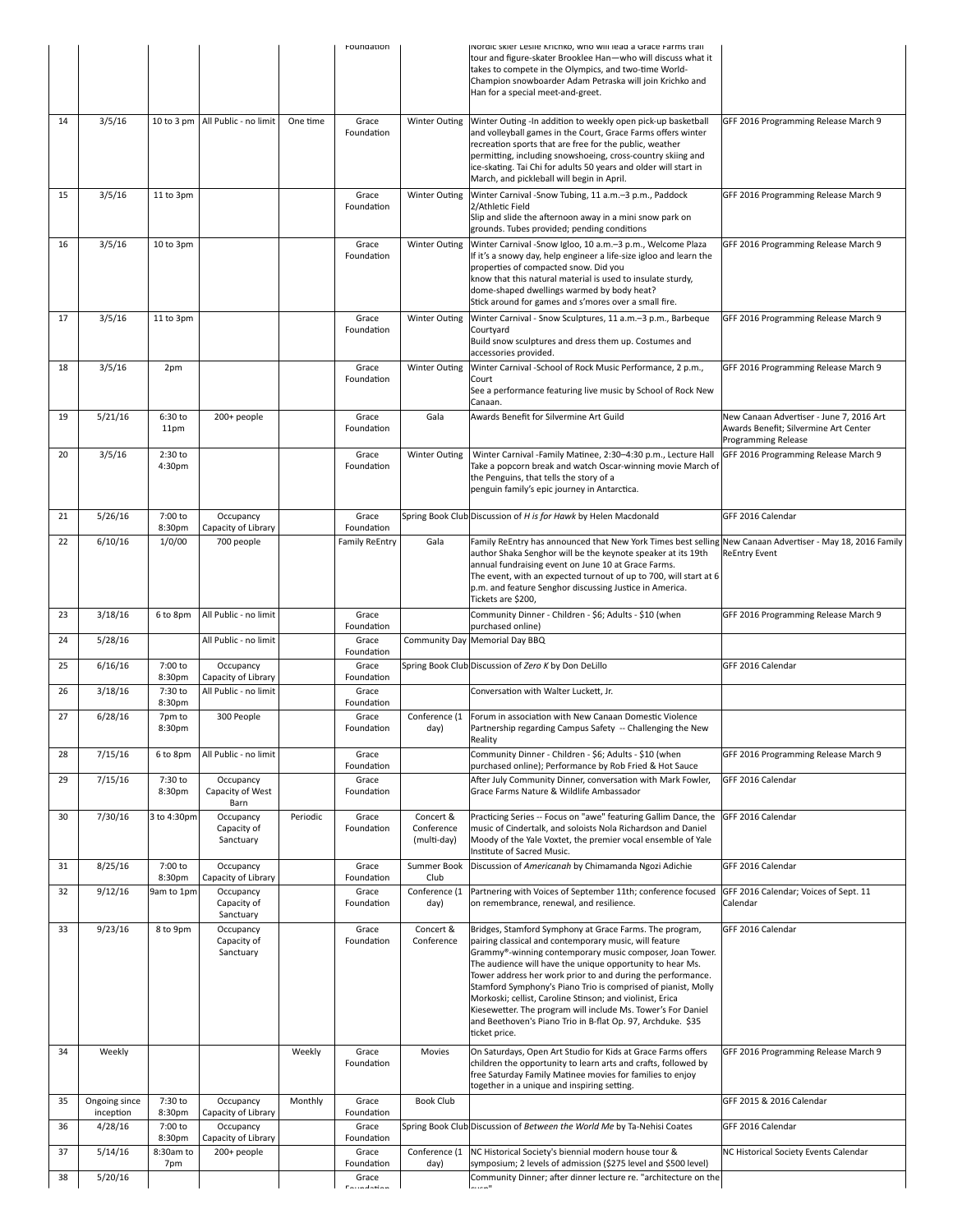|  |  |  |  |  | Foundation |  | Nordic skier Leslie Krichko, who will lead a Grace Farms trail tour and figure-skater Brooklee Han—who will discuss what it takes to compete in the Olympics, and two-time World-Champion snowboarder Adam Petraska will join Krichko and Han for a special meet-and-greet. |  |
|---|---|---|---|---|---|---|---|---|
| 14 | 3/5/16 | 10 to 3 pm | All Public - no limit | One time | Grace Foundation | Winter Outing | Winter Outing -In addition to weekly open pick-up basketball and volleyball games in the Court, Grace Farms offers winter recreation sports that are free for the public, weather permitting, including snowshoeing, cross-country skiing and ice-skating. Tai Chi for adults 50 years and older will start in March, and pickleball will begin in April. | GFF 2016 Programming Release March 9 |
| 15 | 3/5/16 | 11 to 3pm |  |  | Grace Foundation | Winter Outing | Winter Carnival -Snow Tubing, 11 a.m.–3 p.m., Paddock 2/Athletic Field<br>Slip and slide the afternoon away in a mini snow park on grounds. Tubes provided; pending conditions | GFF 2016 Programming Release March 9 |
| 16 | 3/5/16 | 10 to 3pm |  |  | Grace Foundation | Winter Outing | Winter Carnival -Snow Igloo, 10 a.m.–3 p.m., Welcome Plaza<br>If it's a snowy day, help engineer a life-size igloo and learn the properties of compacted snow. Did you know that this natural material is used to insulate sturdy, dome-shaped dwellings warmed by body heat?<br>Stick around for games and s'mores over a small fire. | GFF 2016 Programming Release March 9 |
| 17 | 3/5/16 | 11 to 3pm |  |  | Grace Foundation | Winter Outing | Winter Carnival - Snow Sculptures, 11 a.m.–3 p.m., Barbeque Courtyard<br>Build snow sculptures and dress them up. Costumes and accessories provided. | GFF 2016 Programming Release March 9 |
| 18 | 3/5/16 | 2pm |  |  | Grace Foundation | Winter Outing | Winter Carnival -School of Rock Music Performance, 2 p.m., Court<br>See a performance featuring live music by School of Rock New Canaan. | GFF 2016 Programming Release March 9 |
| 19 | 5/21/16 | 6:30 to 11pm | 200+ people |  | Grace Foundation | Gala | Awards Benefit for Silvermine Art Guild | New Canaan Advertiser - June 7, 2016 Art Awards Benefit; Silvermine Art Center Programming Release |
| 20 | 3/5/16 | 2:30 to 4:30pm |  |  | Grace Foundation | Winter Outing | Winter Carnival -Family Matinee, 2:30–4:30 p.m., Lecture Hall<br>Take a popcorn break and watch Oscar-winning movie March of the Penguins, that tells the story of a penguin family's epic journey in Antarctica. | GFF 2016 Programming Release March 9 |
| 21 | 5/26/16 | 7:00 to 8:30pm | Occupancy Capacity of Library |  | Grace Foundation | Spring Book Club | Discussion of *H is for Hawk* by Helen Macdonald | GFF 2016 Calendar |
| 22 | 6/10/16 | 1/0/00 | 700 people |  | Family ReEntry | Gala | Family ReEntry has announced that New York Times best selling author Shaka Senghor will be the keynote speaker at its 19th annual fundraising event on June 10 at Grace Farms.<br>The event, with an expected turnout of up to 700, will start at 6 p.m. and feature Senghor discussing Justice in America.<br>Tickets are $200, | New Canaan Advertiser - May 18, 2016 Family ReEntry Event |
| 23 | 3/18/16 | 6 to 8pm | All Public - no limit |  | Grace Foundation |  | Community Dinner - Children - $6; Adults - $10 (when purchased online) | GFF 2016 Programming Release March 9 |
| 24 | 5/28/16 |  | All Public - no limit |  | Grace Foundation | Community Day | Memorial Day BBQ |  |
| 25 | 6/16/16 | 7:00 to 8:30pm | Occupancy Capacity of Library |  | Grace Foundation | Spring Book Club | Discussion of *Zero K* by Don DeLillo | GFF 2016 Calendar |
| 26 | 3/18/16 | 7:30 to 8:30pm | All Public - no limit |  | Grace Foundation |  | Conversation with Walter Luckett, Jr. |  |
| 27 | 6/28/16 | 7pm to 8:30pm | 300 People |  | Grace Foundation | Conference (1 day) | Forum in association with New Canaan Domestic Violence Partnership regarding Campus Safety -- Challenging the New Reality |  |
| 28 | 7/15/16 | 6 to 8pm | All Public - no limit |  | Grace Foundation |  | Community Dinner - Children - $6; Adults - $10 (when purchased online); Performance by Rob Fried & Hot Sauce | GFF 2016 Programming Release March 9 |
| 29 | 7/15/16 | 7:30 to 8:30pm | Occupancy Capacity of West Barn |  | Grace Foundation |  | After July Community Dinner, conversation with Mark Fowler, Grace Farms Nature & Wildlife Ambassador | GFF 2016 Calendar |
| 30 | 7/30/16 | 3 to 4:30pm | Occupancy Capacity of Sanctuary | Periodic | Grace Foundation | Concert & Conference (multi-day) | Practicing Series -- Focus on "awe" featuring Gallim Dance, the music of Cindertalk, and soloists Nola Richardson and Daniel Moody of the Yale Voxtet, the premier vocal ensemble of Yale Institute of Sacred Music. | GFF 2016 Calendar |
| 31 | 8/25/16 | 7:00 to 8:30pm | Occupancy Capacity of Library |  | Grace Foundation | Summer Book Club | Discussion of *Americanah* by Chimamanda Ngozi Adichie | GFF 2016 Calendar |
| 32 | 9/12/16 | 9am to 1pm | Occupancy Capacity of Sanctuary |  | Grace Foundation | Conference (1 day) | Partnering with Voices of September 11th; conference focused on remembrance, renewal, and resilience. | GFF 2016 Calendar; Voices of Sept. 11 Calendar |
| 33 | 9/23/16 | 8 to 9pm | Occupancy Capacity of Sanctuary |  | Grace Foundation | Concert & Conference | Bridges, Stamford Symphony at Grace Farms. The program, pairing classical and contemporary music, will feature Grammy®-winning contemporary music composer, Joan Tower. The audience will have the unique opportunity to hear Ms. Tower address her work prior to and during the performance. Stamford Symphony's Piano Trio is comprised of pianist, Molly Morkoski; cellist, Caroline Stinson; and violinist, Erica Kiesewetter. The program will include Ms. Tower's For Daniel and Beethoven's Piano Trio in B-flat Op. 97, Archduke. $35 ticket price. | GFF 2016 Calendar |
| 34 | Weekly |  |  | Weekly | Grace Foundation | Movies | On Saturdays, Open Art Studio for Kids at Grace Farms offers children the opportunity to learn arts and crafts, followed by free Saturday Family Matinee movies for families to enjoy together in a unique and inspiring setting. | GFF 2016 Programming Release March 9 |
| 35 | Ongoing since inception | 7:30 to 8:30pm | Occupancy Capacity of Library | Monthly | Grace Foundation | Book Club |  | GFF 2015 & 2016 Calendar |
| 36 | 4/28/16 | 7:00 to 8:30pm | Occupancy Capacity of Library |  | Grace Foundation | Spring Book Club | Discussion of *Between the World Me* by Ta-Nehisi Coates | GFF 2016 Calendar |
| 37 | 5/14/16 | 8:30am to 7pm | 200+ people |  | Grace Foundation | Conference (1 day) | NC Historical Society's biennial modern house tour & symposium; 2 levels of admission ($275 level and $500 level) | NC Historical Society Events Calendar |
| 38 | 5/20/16 |  |  |  | Grace Foundation |  | Community Dinner; after dinner lecture re. "architecture on the oven" |  |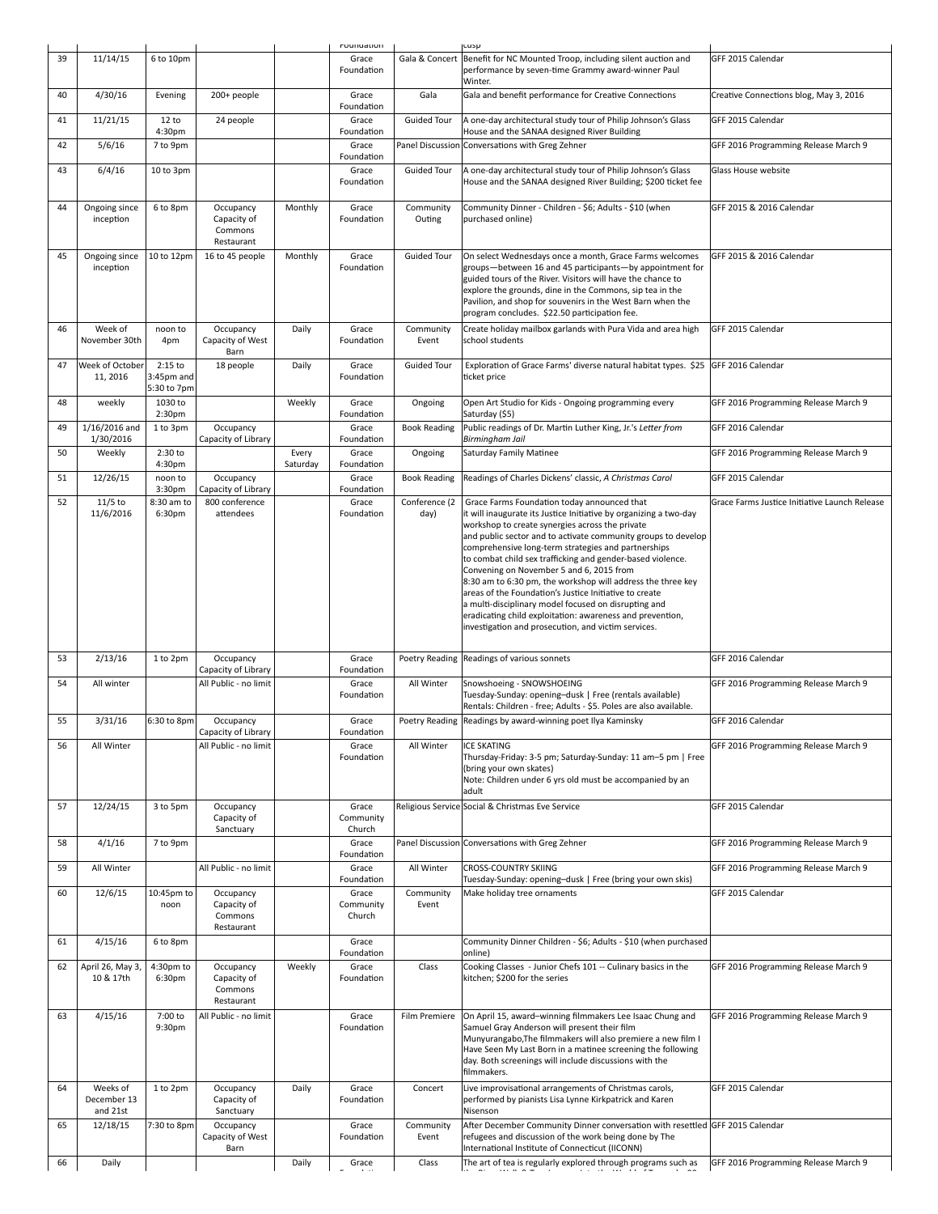| 39 | 11/14/15 | 6 to 10pm | | | Grace Foundation | Gala & Concert | Benefit for NC Mounted Troop, including silent auction and performance by seven-time Grammy award-winner Paul Winter. | GFF 2015 Calendar |
|---|---|---|---|---|---|---|---|---|
| 40 | 4/30/16 | Evening | 200+ people | | Grace Foundation | Gala | Gala and benefit performance for Creative Connections | Creative Connections blog, May 3, 2016 |
| 41 | 11/21/15 | 12 to 4:30pm | 24 people | | Grace Foundation | Guided Tour | A one-day architectural study tour of Philip Johnson's Glass House and the SANAA designed River Building | GFF 2015 Calendar |
| 42 | 5/6/16 | 7 to 9pm | | | Grace Foundation | Panel Discussion | Conversations with Greg Zehner | GFF 2016 Programming Release March 9 |
| 43 | 6/4/16 | 10 to 3pm | | | Grace Foundation | Guided Tour | A one-day architectural study tour of Philip Johnson's Glass House and the SANAA designed River Building; $200 ticket fee | Glass House website |
| 44 | Ongoing since inception | 6 to 8pm | Occupancy Capacity of Commons Restaurant | Monthly | Grace Foundation | Community Outing | Community Dinner - Children - $6; Adults - $10 (when purchased online) | GFF 2015 & 2016 Calendar |
| 45 | Ongoing since inception | 10 to 12pm | 16 to 45 people | Monthly | Grace Foundation | Guided Tour | On select Wednesdays once a month, Grace Farms welcomes groups—between 16 and 45 participants—by appointment for guided tours of the River. Visitors will have the chance to explore the grounds, dine in the Commons, sip tea in the Pavilion, and shop for souvenirs in the West Barn when the program concludes. $22.50 participation fee. | GFF 2015 & 2016 Calendar |
| 46 | Week of November 30th | noon to 4pm | Occupancy Capacity of West Barn | Daily | Grace Foundation | Community Event | Create holiday mailbox garlands with Pura Vida and area high school students | GFF 2015 Calendar |
| 47 | Week of October 11, 2016 | 2:15 to 3:45pm and 5:30 to 7pm | 18 people | Daily | Grace Foundation | Guided Tour | Exploration of Grace Farms' diverse natural habitat types. $25 ticket price | GFF 2016 Calendar |
| 48 | weekly | 1030 to 2:30pm | | Weekly | Grace Foundation | Ongoing | Open Art Studio for Kids - Ongoing programming every Saturday ($5) | GFF 2016 Programming Release March 9 |
| 49 | 1/16/2016 and 1/30/2016 | 1 to 3pm | Occupancy Capacity of Library | | Grace Foundation | Book Reading | Public readings of Dr. Martin Luther King, Jr.'s *Letter from Birmingham Jail* | GFF 2016 Calendar |
| 50 | Weekly | 2:30 to 4:30pm | | Every Saturday | Grace Foundation | Ongoing | Saturday Family Matinee | GFF 2016 Programming Release March 9 |
| 51 | 12/26/15 | noon to 3:30pm | Occupancy Capacity of Library | | Grace Foundation | Book Reading | Readings of Charles Dickens' classic, *A Christmas Carol* | GFF 2015 Calendar |
| 52 | 11/5 to 11/6/2016 | 8:30 am to 6:30pm | 800 conference attendees | | Grace Foundation | Conference (2 day) | Grace Farms Foundation today announced that it will inaugurate its Justice Initiative by organizing a two-day workshop to create synergies across the private and public sector and to activate community groups to develop comprehensive long-term strategies and partnerships to combat child sex trafficking and gender-based violence. Convening on November 5 and 6, 2015 from 8:30 am to 6:30 pm, the workshop will address the three key areas of the Foundation's Justice Initiative to create a multi-disciplinary model focused on disrupting and eradicating child exploitation: awareness and prevention, investigation and prosecution, and victim services. | Grace Farms Justice Initiative Launch Release |
| 53 | 2/13/16 | 1 to 2pm | Occupancy Capacity of Library | | Grace Foundation | Poetry Reading | Readings of various sonnets | GFF 2016 Calendar |
| 54 | All winter | | All Public - no limit | | Grace Foundation | All Winter | Snowshoeing - SNOWSHOEING Tuesday-Sunday: opening–dusk \| Free (rentals available) Rentals: Children - free; Adults - $5. Poles are also available. | GFF 2016 Programming Release March 9 |
| 55 | 3/31/16 | 6:30 to 8pm | Occupancy Capacity of Library | | Grace Foundation | Poetry Reading | Readings by award-winning poet Ilya Kaminsky | GFF 2016 Calendar |
| 56 | All Winter | | All Public - no limit | | Grace Foundation | All Winter | ICE SKATING Thursday-Friday: 3-5 pm; Saturday-Sunday: 11 am–5 pm \| Free (bring your own skates) Note: Children under 6 yrs old must be accompanied by an adult | GFF 2016 Programming Release March 9 |
| 57 | 12/24/15 | 3 to 5pm | Occupancy Capacity of Sanctuary | | Grace Community Church | Religious Service | Social & Christmas Eve Service | GFF 2015 Calendar |
| 58 | 4/1/16 | 7 to 9pm | | | Grace Foundation | Panel Discussion | Conversations with Greg Zehner | GFF 2016 Programming Release March 9 |
| 59 | All Winter | | All Public - no limit | | Grace Foundation | All Winter | CROSS-COUNTRY SKIING Tuesday-Sunday: opening–dusk \| Free (bring your own skis) | GFF 2016 Programming Release March 9 |
| 60 | 12/6/15 | 10:45pm to noon | Occupancy Capacity of Commons Restaurant | | Grace Community Church | Community Event | Make holiday tree ornaments | GFF 2015 Calendar |
| 61 | 4/15/16 | 6 to 8pm | | | Grace Foundation | | Community Dinner Children - $6; Adults - $10 (when purchased online) | |
| 62 | April 26, May 3, 10 & 17th | 4:30pm to 6:30pm | Occupancy Capacity of Commons Restaurant | Weekly | Grace Foundation | Class | Cooking Classes - Junior Chefs 101 -- Culinary basics in the kitchen; $200 for the series | GFF 2016 Programming Release March 9 |
| 63 | 4/15/16 | 7:00 to 9:30pm | All Public - no limit | | Grace Foundation | Film Premiere | On April 15, award–winning filmmakers Lee Isaac Chung and Samuel Gray Anderson will present their film Munyurangabo,The filmmakers will also premiere a new film I Have Seen My Last Born in a matinee screening the following day. Both screenings will include discussions with the filmmakers. | GFF 2016 Programming Release March 9 |
| 64 | Weeks of December 13 and 21st | 1 to 2pm | Occupancy Capacity of Sanctuary | Daily | Grace Foundation | Concert | Live improvisational arrangements of Christmas carols, performed by pianists Lisa Lynne Kirkpatrick and Karen Nisenson | GFF 2015 Calendar |
| 65 | 12/18/15 | 7:30 to 8pm | Occupancy Capacity of West Barn | | Grace Foundation | Community Event | After December Community Dinner conversation with resettled refugees and discussion of the work being done by The International Institute of Connecticut (IICONN) | GFF 2015 Calendar |
| 66 | Daily | | | Daily | Grace Foundation | Class | The art of tea is regularly explored through programs such as | GFF 2016 Programming Release March 9 |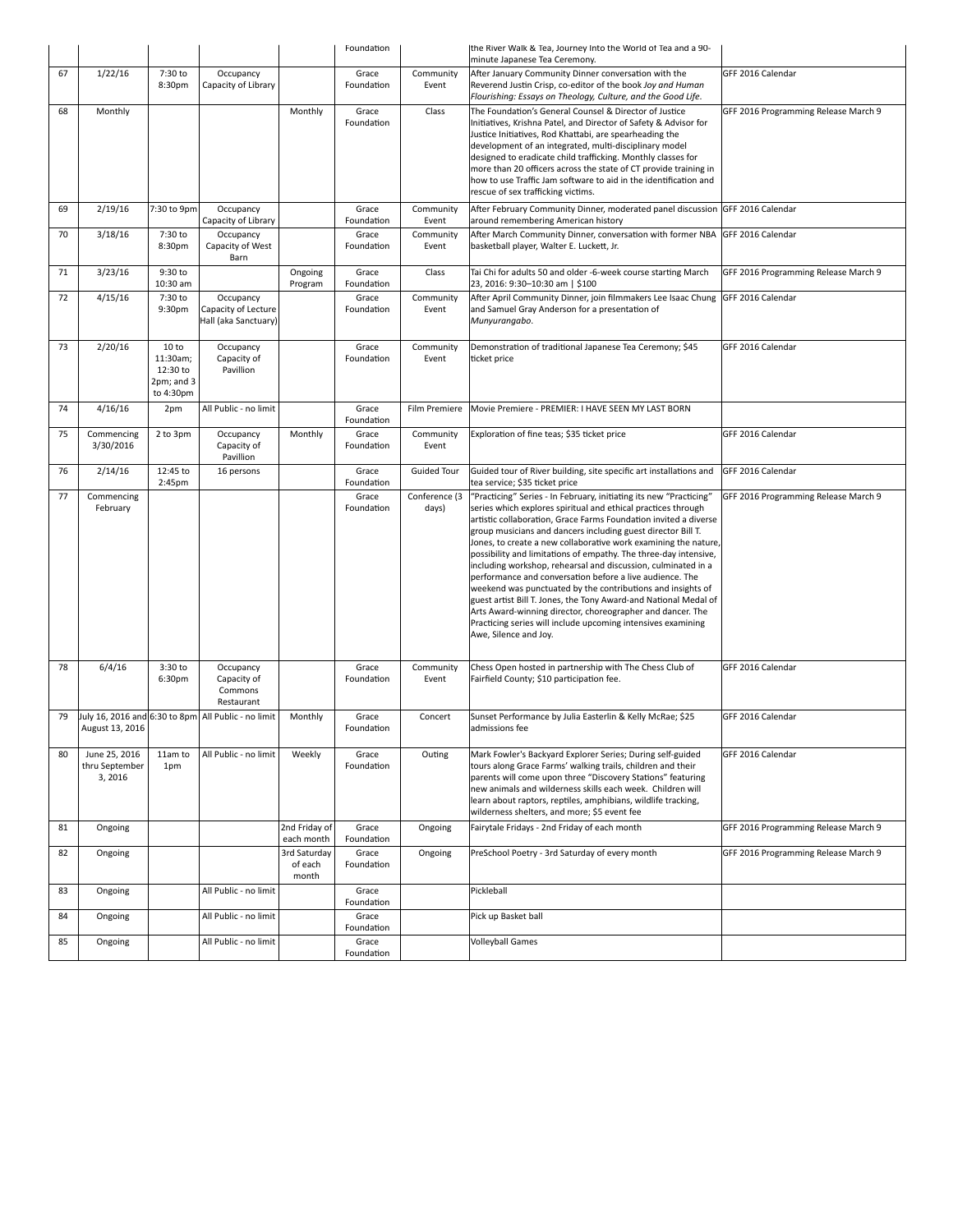| | | | | | | | | |
|---|---|---|---|---|---|---|---|---|
| | | | | | Foundation | | the River Walk & Tea, Journey Into the World of Tea and a 90-minute Japanese Tea Ceremony. | |
| 67 | 1/22/16 | 7:30 to 8:30pm | Occupancy Capacity of Library | | Grace Foundation | Community Event | After January Community Dinner conversation with the Reverend Justin Crisp, co-editor of the book *Joy and Human Flourishing: Essays on Theology, Culture, and the Good Life*. | GFF 2016 Calendar |
| 68 | Monthly | | | Monthly | Grace Foundation | Class | The Foundation's General Counsel & Director of Justice Initiatives, Krishna Patel, and Director of Safety & Advisor for Justice Initiatives, Rod Khattabi, are spearheading the development of an integrated, multi-disciplinary model designed to eradicate child trafficking. Monthly classes for more than 20 officers across the state of CT provide training in how to use Traffic Jam software to aid in the identification and rescue of sex trafficking victims. | GFF 2016 Programming Release March 9 |
| 69 | 2/19/16 | 7:30 to 9pm | Occupancy Capacity of Library | | Grace Foundation | Community Event | After February Community Dinner, moderated panel discussion around remembering American history | GFF 2016 Calendar |
| 70 | 3/18/16 | 7:30 to 8:30pm | Occupancy Capacity of West Barn | | Grace Foundation | Community Event | After March Community Dinner, conversation with former NBA basketball player, Walter E. Luckett, Jr. | GFF 2016 Calendar |
| 71 | 3/23/16 | 9:30 to 10:30 am | | Ongoing Program | Grace Foundation | Class | Tai Chi for adults 50 and older -6-week course starting March 23, 2016: 9:30–10:30 am \| $100 | GFF 2016 Programming Release March 9 |
| 72 | 4/15/16 | 7:30 to 9:30pm | Occupancy Capacity of Lecture Hall (aka Sanctuary) | | Grace Foundation | Community Event | After April Community Dinner, join filmmakers Lee Isaac Chung and Samuel Gray Anderson for a presentation of *Munyurangabo*. | GFF 2016 Calendar |
| 73 | 2/20/16 | 10 to 11:30am; 12:30 to 2pm; and 3 to 4:30pm | Occupancy Capacity of Pavillion | | Grace Foundation | Community Event | Demonstration of traditional Japanese Tea Ceremony; $45 ticket price | GFF 2016 Calendar |
| 74 | 4/16/16 | 2pm | All Public - no limit | | Grace Foundation | Film Premiere | Movie Premiere - PREMIER: I HAVE SEEN MY LAST BORN | |
| 75 | Commencing 3/30/2016 | 2 to 3pm | Occupancy Capacity of Pavillion | Monthly | Grace Foundation | Community Event | Exploration of fine teas; $35 ticket price | GFF 2016 Calendar |
| 76 | 2/14/16 | 12:45 to 2:45pm | 16 persons | | Grace Foundation | Guided Tour | Guided tour of River building, site specific art installations and tea service; $35 ticket price | GFF 2016 Calendar |
| 77 | Commencing February | | | | Grace Foundation | Conference (3 days) | "Practicing" Series - In February, initiating its new "Practicing" series which explores spiritual and ethical practices through artistic collaboration, Grace Farms Foundation invited a diverse group musicians and dancers including guest director Bill T. Jones, to create a new collaborative work examining the nature, possibility and limitations of empathy. The three-day intensive, including workshop, rehearsal and discussion, culminated in a performance and conversation before a live audience. The weekend was punctuated by the contributions and insights of guest artist Bill T. Jones, the Tony Award-and National Medal of Arts Award-winning director, choreographer and dancer. The Practicing series will include upcoming intensives examining Awe, Silence and Joy. | GFF 2016 Programming Release March 9 |
| 78 | 6/4/16 | 3:30 to 6:30pm | Occupancy Capacity of Commons Restaurant | | Grace Foundation | Community Event | Chess Open hosted in partnership with The Chess Club of Fairfield County; $10 participation fee. | GFF 2016 Calendar |
| 79 | July 16, 2016 and August 13, 2016 | 6:30 to 8pm | All Public - no limit | Monthly | Grace Foundation | Concert | Sunset Performance by Julia Easterlin & Kelly McRae; $25 admissions fee | GFF 2016 Calendar |
| 80 | June 25, 2016 thru September 3, 2016 | 11am to 1pm | All Public - no limit | Weekly | Grace Foundation | Outing | Mark Fowler's Backyard Explorer Series; During self-guided tours along Grace Farms' walking trails, children and their parents will come upon three "Discovery Stations" featuring new animals and wilderness skills each week. Children will learn about raptors, reptiles, amphibians, wildlife tracking, wilderness shelters, and more; $5 event fee | GFF 2016 Calendar |
| 81 | Ongoing | | | 2nd Friday of each month | Grace Foundation | Ongoing | Fairytale Fridays - 2nd Friday of each month | GFF 2016 Programming Release March 9 |
| 82 | Ongoing | | | 3rd Saturday of each month | Grace Foundation | Ongoing | PreSchool Poetry - 3rd Saturday of every month | GFF 2016 Programming Release March 9 |
| 83 | Ongoing | | All Public - no limit | | Grace Foundation | | Pickleball | |
| 84 | Ongoing | | All Public - no limit | | Grace Foundation | | Pick up Basket ball | |
| 85 | Ongoing | | All Public - no limit | | Grace Foundation | | Volleyball Games | |